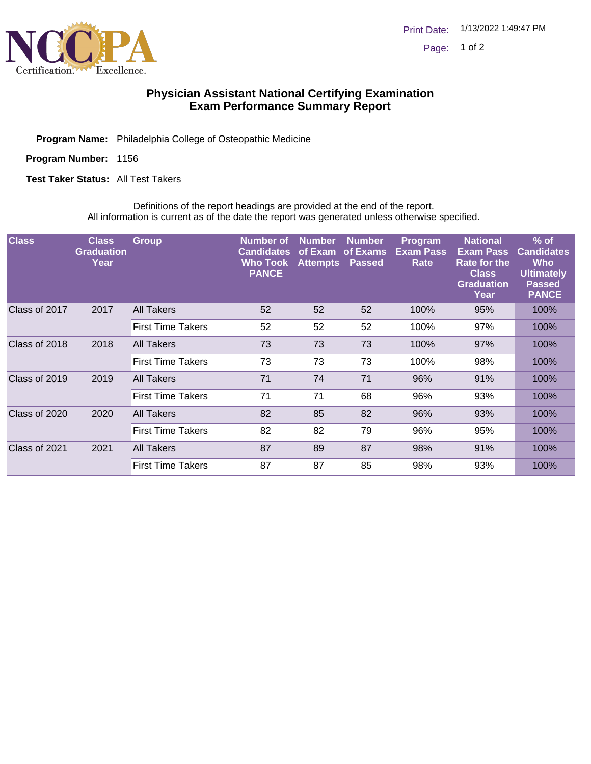# Physician Assistant National Certifying Examination
## Exam Performance Summary Report

**Program Name:** Philadelphia College of Osteopathic Medicine

**Program Number:** 1156

**Test Taker Status:** All Test Takers

Definitions of the report headings are provided at the end of the report.
All information is current as of the date the report was generated unless otherwise specified.

| Class | Class Graduation Year | Group | Number of Candidates Who Took PANCE | Number of Exam Attempts | Number of Exams Passed | Program Exam Pass Rate | National Exam Pass Rate for the Class Graduation Year | % of Candidates Who Ultimately Passed PANCE |
|---|---|---|---|---|---|---|---|---|
| Class of 2017 | 2017 | All Takers | 52 | 52 | 52 | 100% | 95% | 100% |
| | | First Time Takers | 52 | 52 | 52 | 100% | 97% | 100% |
| Class of 2018 | 2018 | All Takers | 73 | 73 | 73 | 100% | 97% | 100% |
| | | First Time Takers | 73 | 73 | 73 | 100% | 98% | 100% |
| Class of 2019 | 2019 | All Takers | 71 | 74 | 71 | 96% | 91% | 100% |
| | | First Time Takers | 71 | 71 | 68 | 96% | 93% | 100% |
| Class of 2020 | 2020 | All Takers | 82 | 85 | 82 | 96% | 93% | 100% |
| | | First Time Takers | 82 | 82 | 79 | 96% | 95% | 100% |
| Class of 2021 | 2021 | All Takers | 87 | 89 | 87 | 98% | 91% | 100% |
| | | First Time Takers | 87 | 87 | 85 | 98% | 93% | 100% |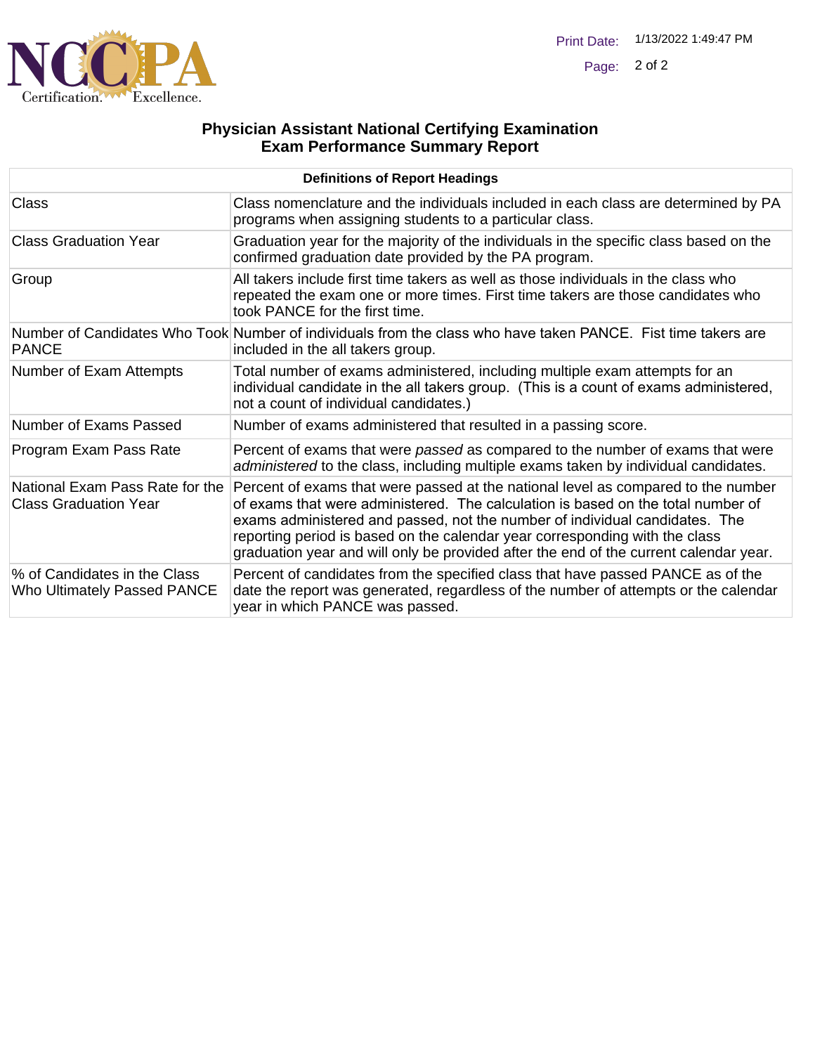# Physician Assistant National Certifying Examination
## Exam Performance Summary Report

| Definitions of Report Headings | |
|---|---|
| Class | Class nomenclature and the individuals included in each class are determined by PA programs when assigning students to a particular class. |
| Class Graduation Year | Graduation year for the majority of the individuals in the specific class based on the confirmed graduation date provided by the PA program. |
| Group | All takers include first time takers as well as those individuals in the class who repeated the exam one or more times. First time takers are those candidates who took PANCE for the first time. |
| Number of Candidates Who Took PANCE | Number of individuals from the class who have taken PANCE. Fist time takers are included in the all takers group. |
| Number of Exam Attempts | Total number of exams administered, including multiple exam attempts for an individual candidate in the all takers group. (This is a count of exams administered, not a count of individual candidates.) |
| Number of Exams Passed | Number of exams administered that resulted in a passing score. |
| Program Exam Pass Rate | Percent of exams that were *passed* as compared to the number of exams that were *administered* to the class, including multiple exams taken by individual candidates. |
| National Exam Pass Rate for the Class Graduation Year | Percent of exams that were passed at the national level as compared to the number of exams that were administered. The calculation is based on the total number of exams administered and passed, not the number of individual candidates. The reporting period is based on the calendar year corresponding with the class graduation year and will only be provided after the end of the current calendar year. |
| % of Candidates in the Class Who Ultimately Passed PANCE | Percent of candidates from the specified class that have passed PANCE as of the date the report was generated, regardless of the number of attempts or the calendar year in which PANCE was passed. |